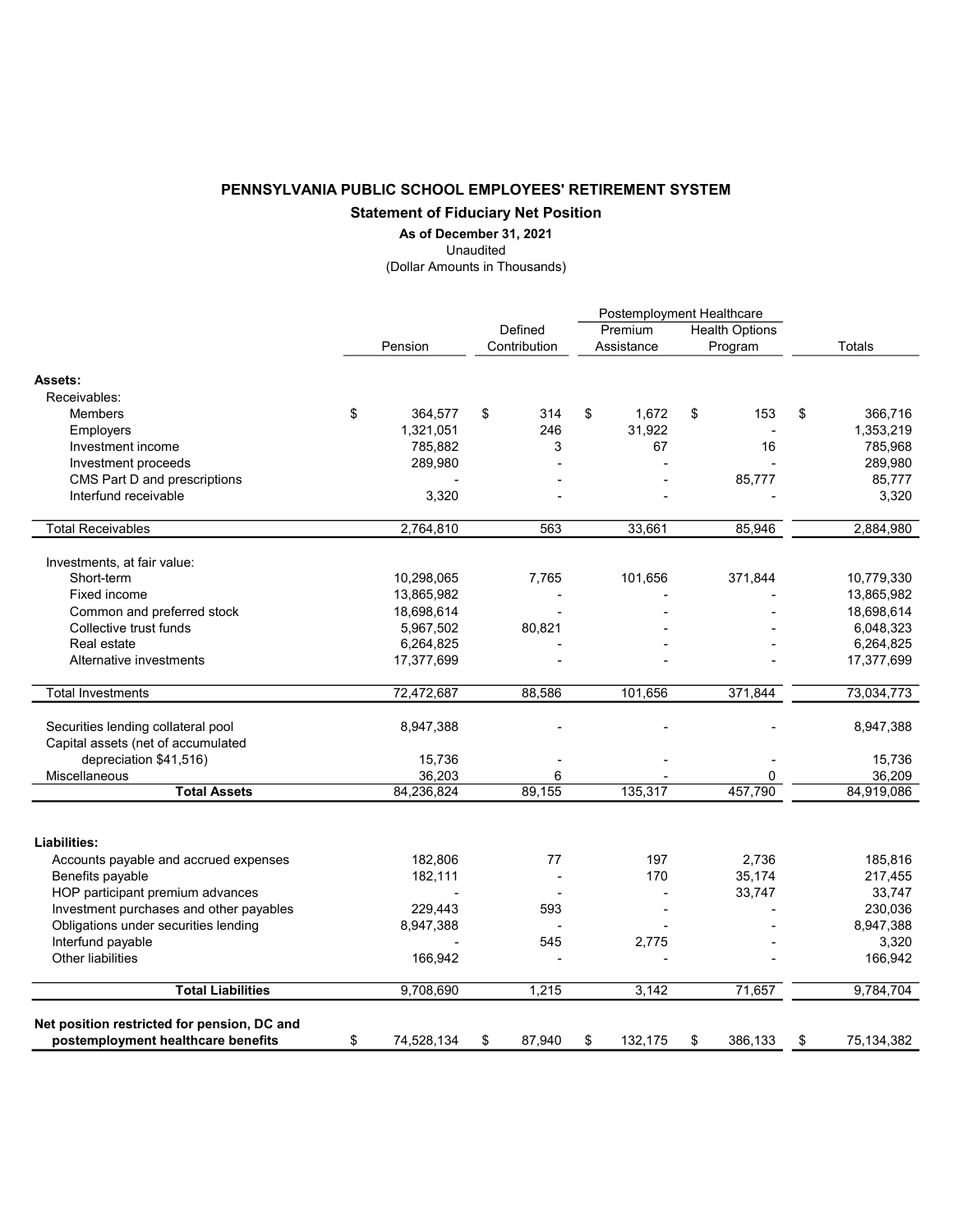**PENNSYLVANIA PUBLIC SCHOOL EMPLOYEES' RETIREMENT SYSTEM**

**Statement of Fiduciary Net Position**

**As of December 31, 2021**

Unaudited

(Dollar Amounts in Thousands)

| | | | Postemployment Healthcare | | |
|---|---|---|---|---|---|
| | Pension | Defined Contribution | Premium Assistance | Health Options Program | Totals |
| **Assets:** | | | | | |
| Receivables: | | | | | |
| Members | $ 364,577 | $ 314 | $ 1,672 | $ 153 | $ 366,716 |
| Employers | 1,321,051 | 246 | 31,922 | - | 1,353,219 |
| Investment income | 785,882 | 3 | 67 | 16 | 785,968 |
| Investment proceeds | 289,980 | - | - | - | 289,980 |
| CMS Part D and prescriptions | - | - | - | 85,777 | 85,777 |
| Interfund receivable | 3,320 | - | - | - | 3,320 |
| Total Receivables | 2,764,810 | 563 | 33,661 | 85,946 | 2,884,980 |
| Investments, at fair value: | | | | | |
| Short-term | 10,298,065 | 7,765 | 101,656 | 371,844 | 10,779,330 |
| Fixed income | 13,865,982 | - | - | - | 13,865,982 |
| Common and preferred stock | 18,698,614 | - | - | - | 18,698,614 |
| Collective trust funds | 5,967,502 | 80,821 | - | - | 6,048,323 |
| Real estate | 6,264,825 | - | - | - | 6,264,825 |
| Alternative investments | 17,377,699 | - | - | - | 17,377,699 |
| Total Investments | 72,472,687 | 88,586 | 101,656 | 371,844 | 73,034,773 |
| Securities lending collateral pool | 8,947,388 | - | - | - | 8,947,388 |
| Capital assets (net of accumulated depreciation $41,516) | 15,736 | - | - | - | 15,736 |
| Miscellaneous | 36,203 | 6 | - | 0 | 36,209 |
| **Total Assets** | 84,236,824 | 89,155 | 135,317 | 457,790 | 84,919,086 |
| **Liabilities:** | | | | | |
| Accounts payable and accrued expenses | 182,806 | 77 | 197 | 2,736 | 185,816 |
| Benefits payable | 182,111 | - | 170 | 35,174 | 217,455 |
| HOP participant premium advances | - | - | - | 33,747 | 33,747 |
| Investment purchases and other payables | 229,443 | 593 | - | - | 230,036 |
| Obligations under securities lending | 8,947,388 | - | - | - | 8,947,388 |
| Interfund payable | - | 545 | 2,775 | - | 3,320 |
| Other liabilities | 166,942 | - | - | - | 166,942 |
| **Total Liabilities** | 9,708,690 | 1,215 | 3,142 | 71,657 | 9,784,704 |
| **Net position restricted for pension, DC and postemployment healthcare benefits** | $ 74,528,134 | $ 87,940 | $ 132,175 | $ 386,133 | $ 75,134,382 |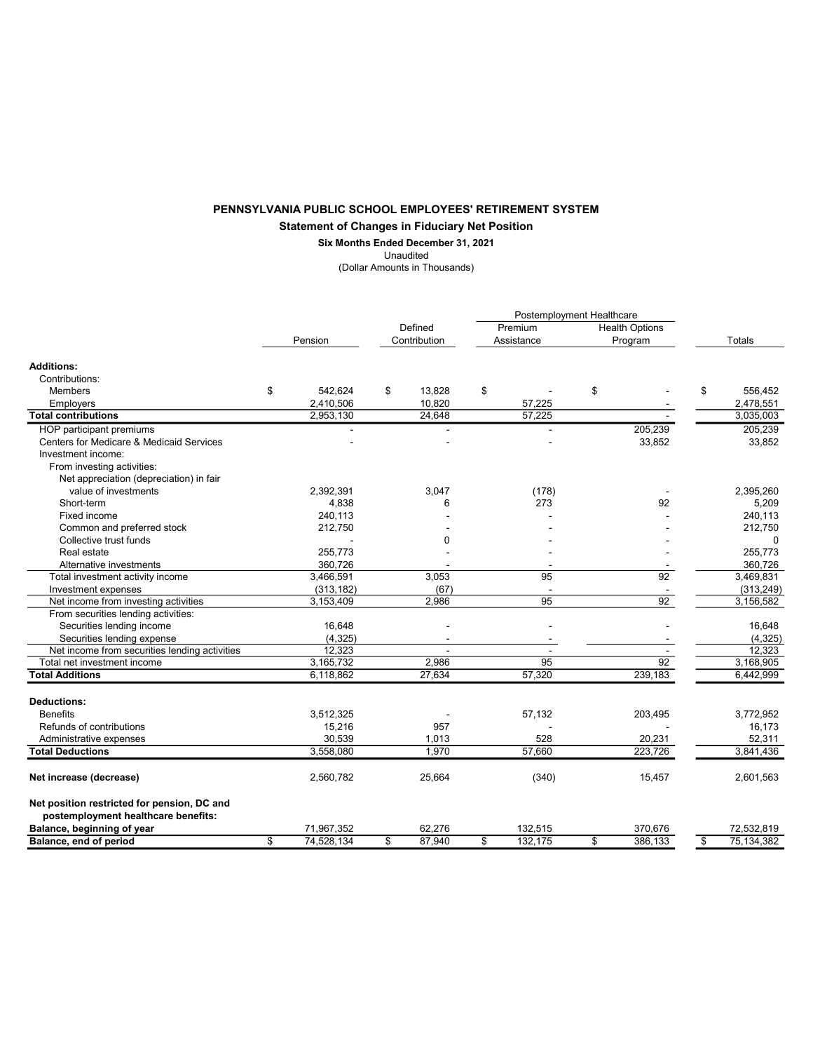**PENNSYLVANIA PUBLIC SCHOOL EMPLOYEES' RETIREMENT SYSTEM**

**Statement of Changes in Fiduciary Net Position**

**Six Months Ended December 31, 2021**

Unaudited

(Dollar Amounts in Thousands)

| | | | Postemployment Healthcare | | |
|---|---|---|---|---|---|
| | Pension | Defined Contribution | Premium Assistance | Health Options Program | Totals |
| **Additions:** | | | | | |
| Contributions: | | | | | |
| Members | $ 542,624 | $ 13,828 | $ - | $ - | $ 556,452 |
| Employers | 2,410,506 | 10,820 | 57,225 | - | 2,478,551 |
| **Total contributions** | 2,953,130 | 24,648 | 57,225 | - | 3,035,003 |
| HOP participant premiums | - | - | - | 205,239 | 205,239 |
| Centers for Medicare & Medicaid Services | - | - | - | 33,852 | 33,852 |
| Investment income: | | | | | |
| From investing activities: | | | | | |
| Net appreciation (depreciation) in fair value of investments | 2,392,391 | 3,047 | (178) | - | 2,395,260 |
| Short-term | 4,838 | 6 | 273 | 92 | 5,209 |
| Fixed income | 240,113 | - | - | - | 240,113 |
| Common and preferred stock | 212,750 | - | - | - | 212,750 |
| Collective trust funds | - | 0 | - | - | 0 |
| Real estate | 255,773 | - | - | - | 255,773 |
| Alternative investments | 360,726 | - | - | - | 360,726 |
| Total investment activity income | 3,466,591 | 3,053 | 95 | 92 | 3,469,831 |
| Investment expenses | (313,182) | (67) | - | - | (313,249) |
| Net income from investing activities | 3,153,409 | 2,986 | 95 | 92 | 3,156,582 |
| From securities lending activities: | | | | | |
| Securities lending income | 16,648 | - | - | - | 16,648 |
| Securities lending expense | (4,325) | - | - | - | (4,325) |
| Net income from securities lending activities | 12,323 | - | - | - | 12,323 |
| Total net investment income | 3,165,732 | 2,986 | 95 | 92 | 3,168,905 |
| **Total Additions** | 6,118,862 | 27,634 | 57,320 | 239,183 | 6,442,999 |
| **Deductions:** | | | | | |
| Benefits | 3,512,325 | - | 57,132 | 203,495 | 3,772,952 |
| Refunds of contributions | 15,216 | 957 | - | - | 16,173 |
| Administrative expenses | 30,539 | 1,013 | 528 | 20,231 | 52,311 |
| **Total Deductions** | 3,558,080 | 1,970 | 57,660 | 223,726 | 3,841,436 |
| **Net increase (decrease)** | 2,560,782 | 25,664 | (340) | 15,457 | 2,601,563 |
| **Net position restricted for pension, DC and postemployment healthcare benefits:** | | | | | |
| **Balance, beginning of year** | 71,967,352 | 62,276 | 132,515 | 370,676 | 72,532,819 |
| **Balance, end of period** | $ 74,528,134 | $ 87,940 | $ 132,175 | $ 386,133 | $ 75,134,382 |